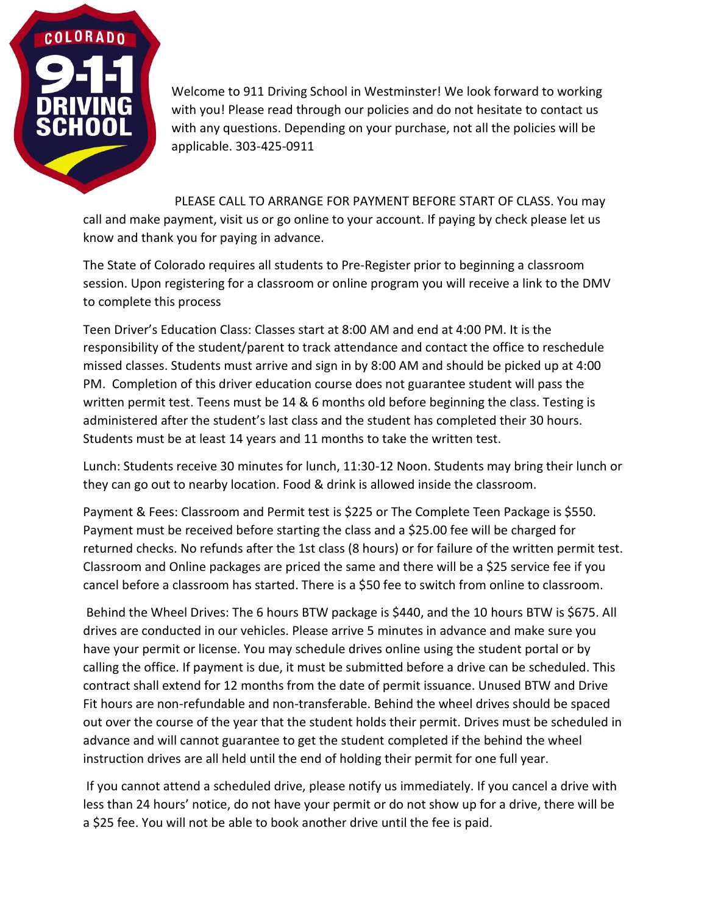Welcome to 911 Driving School in Westminster! We look forward to working with you! Please read through our policies and do not hesitate to contact us with any questions. Depending on your purchase, not all the policies will be applicable. 303-425-0911

PLEASE CALL TO ARRANGE FOR PAYMENT BEFORE START OF CLASS. You may call and make payment, visit us or go online to your account. If paying by check please let us know and thank you for paying in advance.

The State of Colorado requires all students to Pre-Register prior to beginning a classroom session. Upon registering for a classroom or online program you will receive a link to the DMV to complete this process

Teen Driver's Education Class: Classes start at 8:00 AM and end at 4:00 PM. It is the responsibility of the student/parent to track attendance and contact the office to reschedule missed classes. Students must arrive and sign in by 8:00 AM and should be picked up at 4:00 PM. Completion of this driver education course does not guarantee student will pass the written permit test. Teens must be 14 & 6 months old before beginning the class. Testing is administered after the student's last class and the student has completed their 30 hours. Students must be at least 14 years and 11 months to take the written test.

Lunch: Students receive 30 minutes for lunch, 11:30-12 Noon. Students may bring their lunch or they can go out to nearby location. Food & drink is allowed inside the classroom.

Payment & Fees: Classroom and Permit test is $225 or The Complete Teen Package is $550. Payment must be received before starting the class and a $25.00 fee will be charged for returned checks. No refunds after the 1st class (8 hours) or for failure of the written permit test. Classroom and Online packages are priced the same and there will be a $25 service fee if you cancel before a classroom has started. There is a $50 fee to switch from online to classroom.

Behind the Wheel Drives: The 6 hours BTW package is $440, and the 10 hours BTW is $675. All drives are conducted in our vehicles. Please arrive 5 minutes in advance and make sure you have your permit or license. You may schedule drives online using the student portal or by calling the office. If payment is due, it must be submitted before a drive can be scheduled. This contract shall extend for 12 months from the date of permit issuance. Unused BTW and Drive Fit hours are non-refundable and non-transferable. Behind the wheel drives should be spaced out over the course of the year that the student holds their permit. Drives must be scheduled in advance and will cannot guarantee to get the student completed if the behind the wheel instruction drives are all held until the end of holding their permit for one full year.

If you cannot attend a scheduled drive, please notify us immediately. If you cancel a drive with less than 24 hours' notice, do not have your permit or do not show up for a drive, there will be a $25 fee. You will not be able to book another drive until the fee is paid.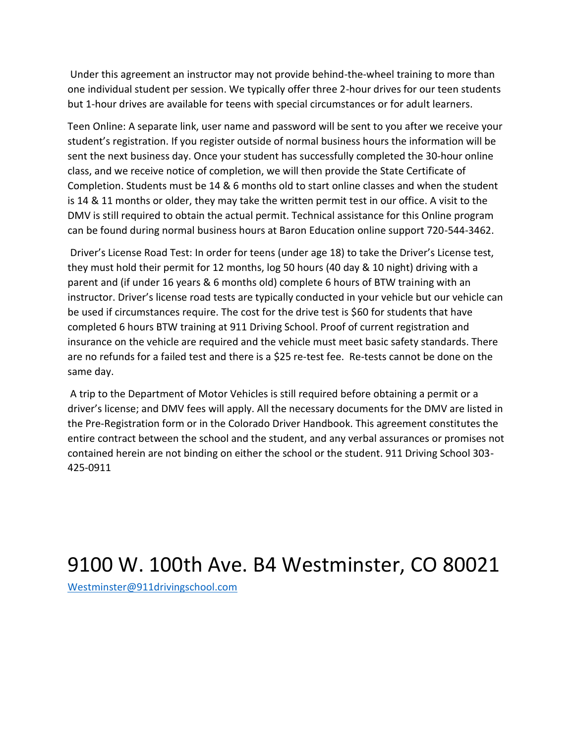Under this agreement an instructor may not provide behind-the-wheel training to more than one individual student per session. We typically offer three 2-hour drives for our teen students but 1-hour drives are available for teens with special circumstances or for adult learners.

Teen Online: A separate link, user name and password will be sent to you after we receive your student's registration. If you register outside of normal business hours the information will be sent the next business day. Once your student has successfully completed the 30-hour online class, and we receive notice of completion, we will then provide the State Certificate of Completion. Students must be 14 & 6 months old to start online classes and when the student is 14 & 11 months or older, they may take the written permit test in our office. A visit to the DMV is still required to obtain the actual permit. Technical assistance for this Online program can be found during normal business hours at Baron Education online support 720-544-3462.

Driver's License Road Test: In order for teens (under age 18) to take the Driver's License test, they must hold their permit for 12 months, log 50 hours (40 day & 10 night) driving with a parent and (if under 16 years & 6 months old) complete 6 hours of BTW training with an instructor. Driver's license road tests are typically conducted in your vehicle but our vehicle can be used if circumstances require. The cost for the drive test is $60 for students that have completed 6 hours BTW training at 911 Driving School. Proof of current registration and insurance on the vehicle are required and the vehicle must meet basic safety standards. There are no refunds for a failed test and there is a $25 re-test fee. Re-tests cannot be done on the same day.

A trip to the Department of Motor Vehicles is still required before obtaining a permit or a driver's license; and DMV fees will apply. All the necessary documents for the DMV are listed in the Pre-Registration form or in the Colorado Driver Handbook. This agreement constitutes the entire contract between the school and the student, and any verbal assurances or promises not contained herein are not binding on either the school or the student. 911 Driving School 303-425-0911

# 9100 W. 100th Ave. B4 Westminster, CO 80021

Westminster@911drivingschool.com